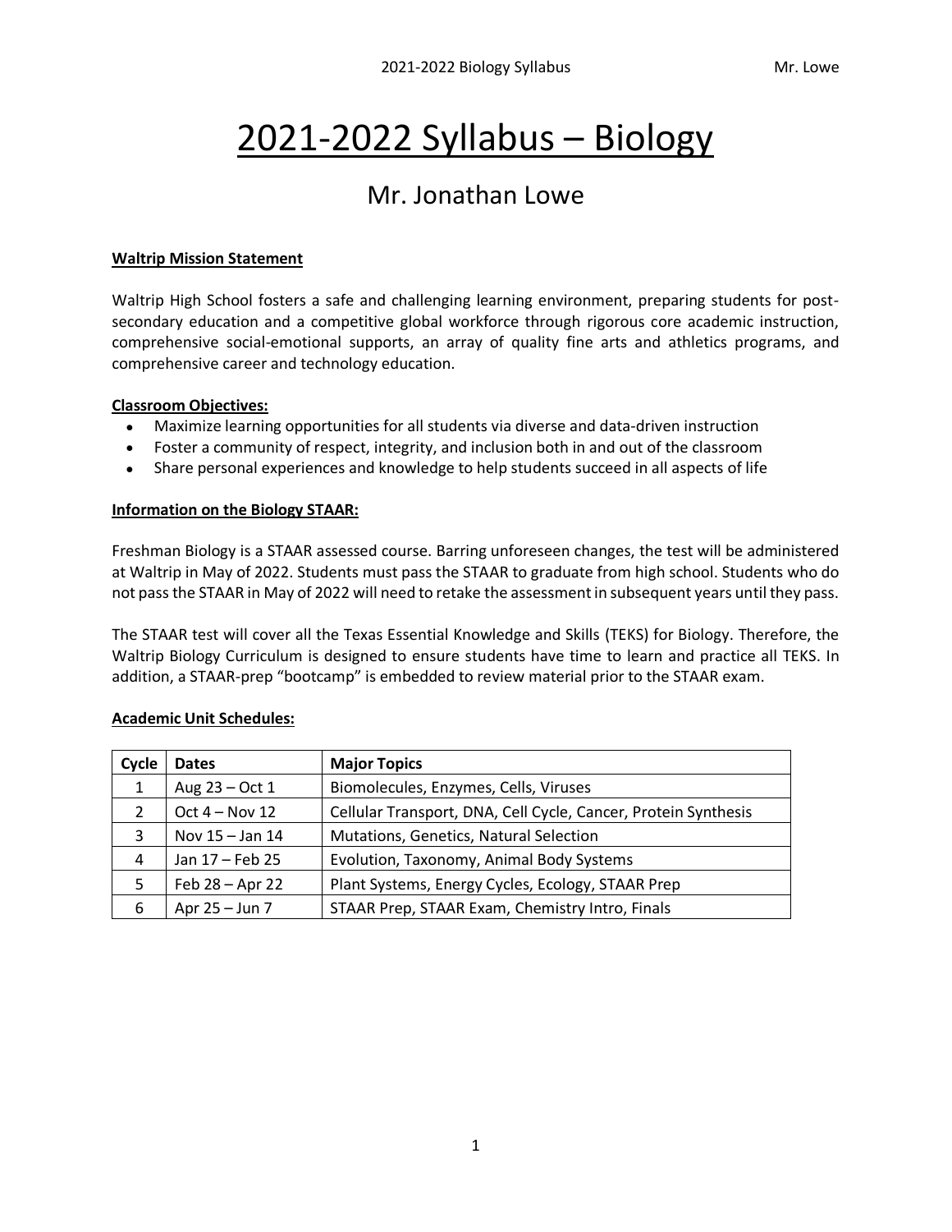# 2021-2022 Syllabus – Biology

## Mr. Jonathan Lowe

**Waltrip Mission Statement**

Waltrip High School fosters a safe and challenging learning environment, preparing students for post-secondary education and a competitive global workforce through rigorous core academic instruction, comprehensive social-emotional supports, an array of quality fine arts and athletics programs, and comprehensive career and technology education.

**Classroom Objectives:**

- Maximize learning opportunities for all students via diverse and data-driven instruction
- Foster a community of respect, integrity, and inclusion both in and out of the classroom
- Share personal experiences and knowledge to help students succeed in all aspects of life

**Information on the Biology STAAR:**

Freshman Biology is a STAAR assessed course. Barring unforeseen changes, the test will be administered at Waltrip in May of 2022. Students must pass the STAAR to graduate from high school. Students who do not pass the STAAR in May of 2022 will need to retake the assessment in subsequent years until they pass.

The STAAR test will cover all the Texas Essential Knowledge and Skills (TEKS) for Biology. Therefore, the Waltrip Biology Curriculum is designed to ensure students have time to learn and practice all TEKS. In addition, a STAAR-prep "bootcamp" is embedded to review material prior to the STAAR exam.

**Academic Unit Schedules:**

| Cycle | Dates | Major Topics |
|---|---|---|
| 1 | Aug 23 – Oct 1 | Biomolecules, Enzymes, Cells, Viruses |
| 2 | Oct 4 – Nov 12 | Cellular Transport, DNA, Cell Cycle, Cancer, Protein Synthesis |
| 3 | Nov 15 – Jan 14 | Mutations, Genetics, Natural Selection |
| 4 | Jan 17 – Feb 25 | Evolution, Taxonomy, Animal Body Systems |
| 5 | Feb 28 – Apr 22 | Plant Systems, Energy Cycles, Ecology, STAAR Prep |
| 6 | Apr 25 – Jun 7 | STAAR Prep, STAAR Exam, Chemistry Intro, Finals |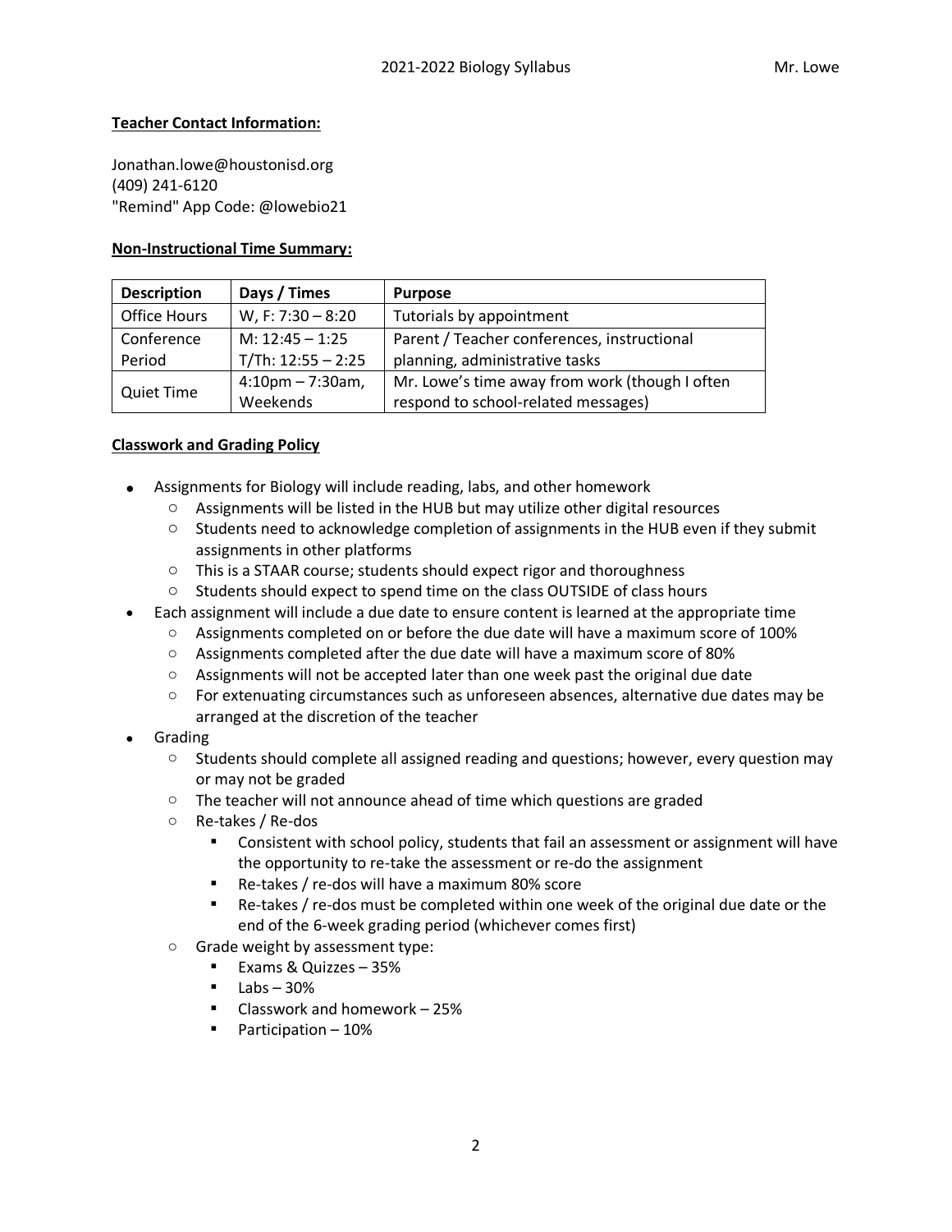**Teacher Contact Information:**

Jonathan.lowe@houstonisd.org
(409) 241-6120
"Remind" App Code: @lowebio21

**Non-Instructional Time Summary:**

| Description | Days / Times | Purpose |
|---|---|---|
| Office Hours | W, F: 7:30 – 8:20 | Tutorials by appointment |
| Conference Period | M: 12:45 – 1:25<br>T/Th: 12:55 – 2:25 | Parent / Teacher conferences, instructional planning, administrative tasks |
| Quiet Time | 4:10pm – 7:30am, Weekends | Mr. Lowe's time away from work (though I often respond to school-related messages) |

**Classwork and Grading Policy**

- Assignments for Biology will include reading, labs, and other homework
  - Assignments will be listed in the HUB but may utilize other digital resources
  - Students need to acknowledge completion of assignments in the HUB even if they submit assignments in other platforms
  - This is a STAAR course; students should expect rigor and thoroughness
  - Students should expect to spend time on the class OUTSIDE of class hours
- Each assignment will include a due date to ensure content is learned at the appropriate time
  - Assignments completed on or before the due date will have a maximum score of 100%
  - Assignments completed after the due date will have a maximum score of 80%
  - Assignments will not be accepted later than one week past the original due date
  - For extenuating circumstances such as unforeseen absences, alternative due dates may be arranged at the discretion of the teacher
- Grading
  - Students should complete all assigned reading and questions; however, every question may or may not be graded
  - The teacher will not announce ahead of time which questions are graded
  - Re-takes / Re-dos
    - Consistent with school policy, students that fail an assessment or assignment will have the opportunity to re-take the assessment or re-do the assignment
    - Re-takes / re-dos will have a maximum 80% score
    - Re-takes / re-dos must be completed within one week of the original due date or the end of the 6-week grading period (whichever comes first)
  - Grade weight by assessment type:
    - Exams & Quizzes – 35%
    - Labs – 30%
    - Classwork and homework – 25%
    - Participation – 10%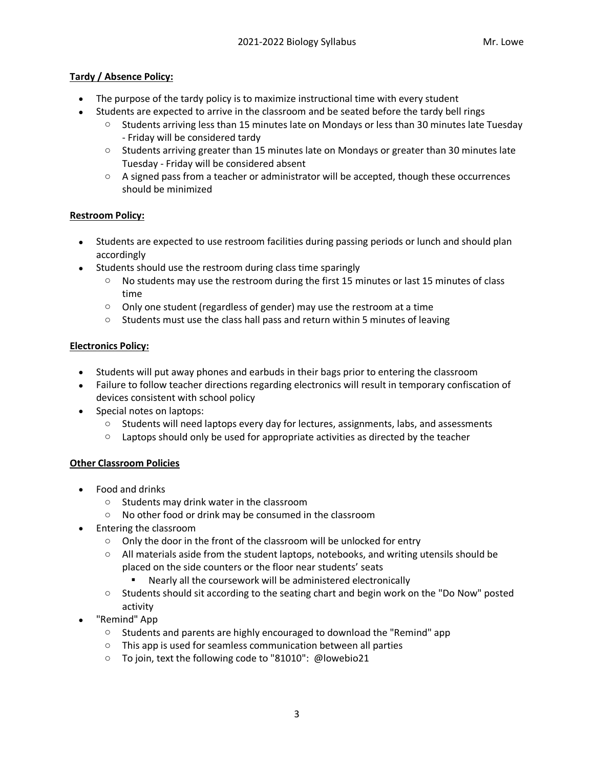**Tardy / Absence Policy:**

- The purpose of the tardy policy is to maximize instructional time with every student
- Students are expected to arrive in the classroom and be seated before the tardy bell rings
  - Students arriving less than 15 minutes late on Mondays or less than 30 minutes late Tuesday - Friday will be considered tardy
  - Students arriving greater than 15 minutes late on Mondays or greater than 30 minutes late Tuesday - Friday will be considered absent
  - A signed pass from a teacher or administrator will be accepted, though these occurrences should be minimized

**Restroom Policy:**

- Students are expected to use restroom facilities during passing periods or lunch and should plan accordingly
- Students should use the restroom during class time sparingly
  - No students may use the restroom during the first 15 minutes or last 15 minutes of class time
  - Only one student (regardless of gender) may use the restroom at a time
  - Students must use the class hall pass and return within 5 minutes of leaving

**Electronics Policy:**

- Students will put away phones and earbuds in their bags prior to entering the classroom
- Failure to follow teacher directions regarding electronics will result in temporary confiscation of devices consistent with school policy
- Special notes on laptops:
  - Students will need laptops every day for lectures, assignments, labs, and assessments
  - Laptops should only be used for appropriate activities as directed by the teacher

**Other Classroom Policies**

- Food and drinks
  - Students may drink water in the classroom
  - No other food or drink may be consumed in the classroom
- Entering the classroom
  - Only the door in the front of the classroom will be unlocked for entry
  - All materials aside from the student laptops, notebooks, and writing utensils should be placed on the side counters or the floor near students' seats
    - Nearly all the coursework will be administered electronically
  - Students should sit according to the seating chart and begin work on the "Do Now" posted activity
- "Remind" App
  - Students and parents are highly encouraged to download the "Remind" app
  - This app is used for seamless communication between all parties
  - To join, text the following code to "81010": @lowebio21